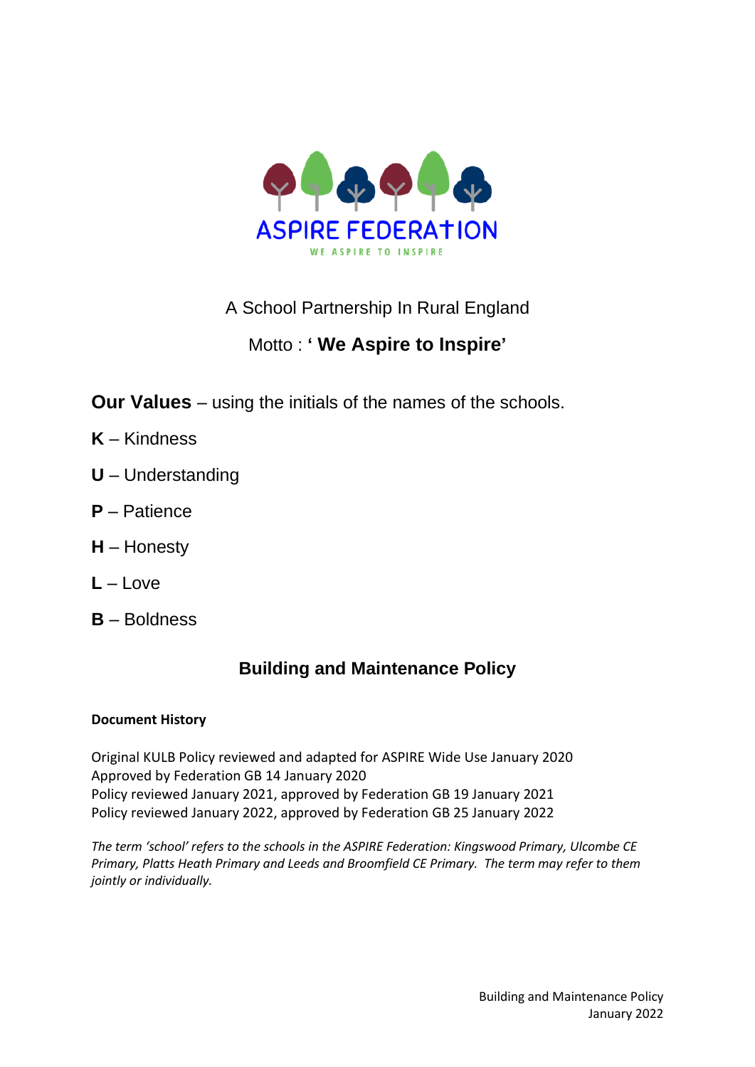ASPIRE FEDERATION

WE ASPIRE TO INSPIRE

A School Partnership In Rural England

Motto : **' We Aspire to Inspire'**

**Our Values** – using the initials of the names of the schools.

**K** – Kindness

**U** – Understanding

**P** – Patience

**H** – Honesty

**L** – Love

**B** – Boldness

# Building and Maintenance Policy

**Document History**

Original KULB Policy reviewed and adapted for ASPIRE Wide Use January 2020
Approved by Federation GB 14 January 2020
Policy reviewed January 2021, approved by Federation GB 19 January 2021
Policy reviewed January 2022, approved by Federation GB 25 January 2022

*The term 'school' refers to the schools in the ASPIRE Federation: Kingswood Primary, Ulcombe CE Primary, Platts Heath Primary and Leeds and Broomfield CE Primary. The term may refer to them jointly or individually.*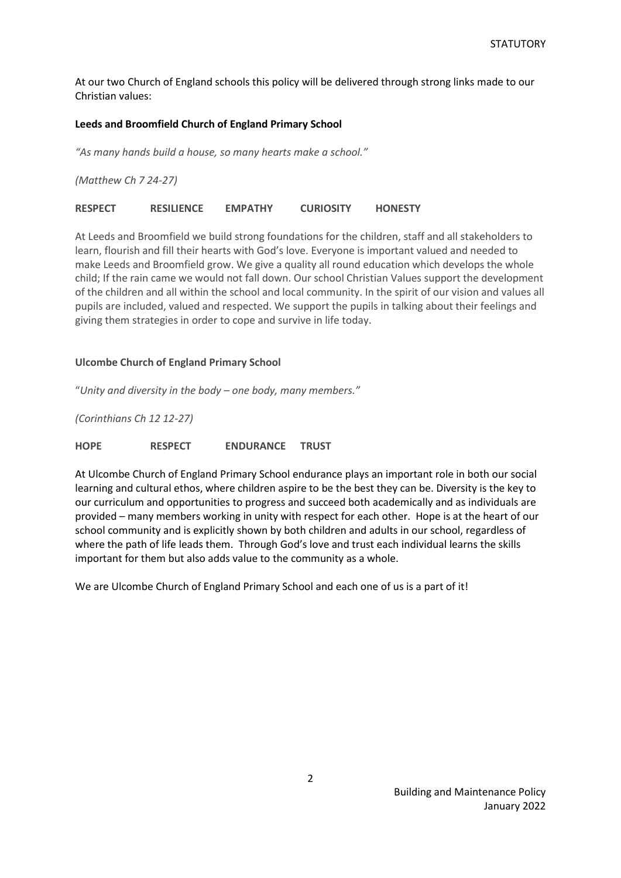At our two Church of England schools this policy will be delivered through strong links made to our Christian values:

**Leeds and Broomfield Church of England Primary School**

*"As many hands build a house, so many hearts make a school."*

*(Matthew Ch 7 24-27)*

**RESPECT RESILIENCE EMPATHY CURIOSITY HONESTY**

At Leeds and Broomfield we build strong foundations for the children, staff and all stakeholders to learn, flourish and fill their hearts with God's love. Everyone is important valued and needed to make Leeds and Broomfield grow. We give a quality all round education which develops the whole child; If the rain came we would not fall down. Our school Christian Values support the development of the children and all within the school and local community. In the spirit of our vision and values all pupils are included, valued and respected. We support the pupils in talking about their feelings and giving them strategies in order to cope and survive in life today.

**Ulcombe Church of England Primary School**

"*Unity and diversity in the body – one body, many members."*

*(Corinthians Ch 12 12-27)*

**HOPE RESPECT ENDURANCE TRUST**

At Ulcombe Church of England Primary School endurance plays an important role in both our social learning and cultural ethos, where children aspire to be the best they can be. Diversity is the key to our curriculum and opportunities to progress and succeed both academically and as individuals are provided – many members working in unity with respect for each other. Hope is at the heart of our school community and is explicitly shown by both children and adults in our school, regardless of where the path of life leads them. Through God's love and trust each individual learns the skills important for them but also adds value to the community as a whole.

We are Ulcombe Church of England Primary School and each one of us is a part of it!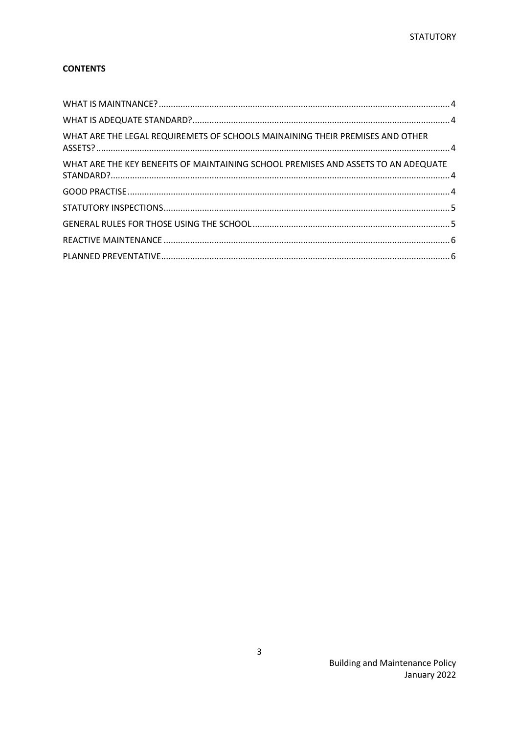**CONTENTS**

WHAT IS MAINTNANCE? ..... 4

WHAT IS ADEQUATE STANDARD? ..... 4

WHAT ARE THE LEGAL REQUIREMETS OF SCHOOLS MAINAINING THEIR PREMISES AND OTHER ASSETS? ..... 4

WHAT ARE THE KEY BENEFITS OF MAINTAINING SCHOOL PREMISES AND ASSETS TO AN ADEQUATE STANDARD? ..... 4

GOOD PRACTISE ..... 4

STATUTORY INSPECTIONS ..... 5

GENERAL RULES FOR THOSE USING THE SCHOOL ..... 5

REACTIVE MAINTENANCE ..... 6

PLANNED PREVENTATIVE ..... 6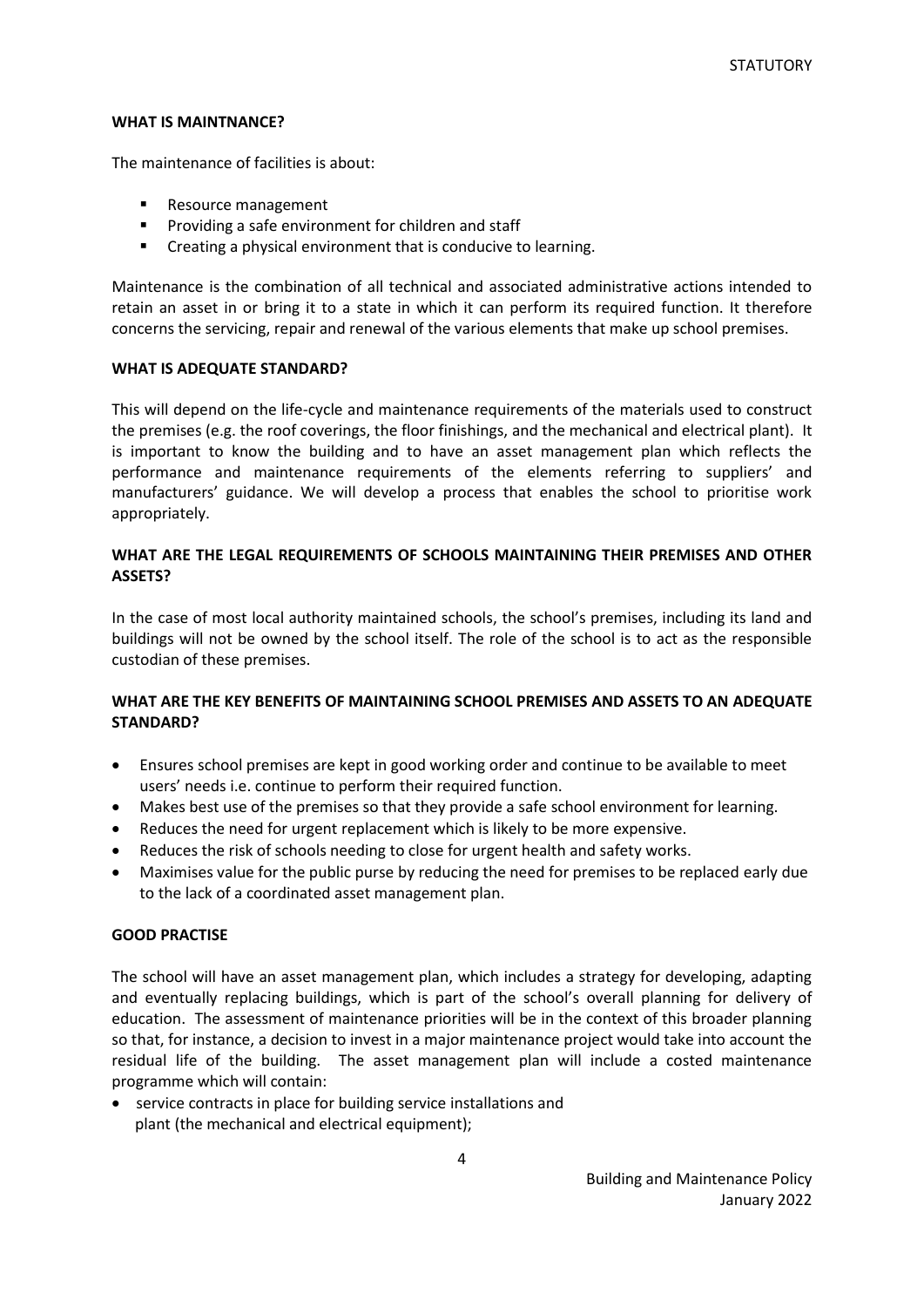#### WHAT IS MAINTNANCE?

The maintenance of facilities is about:

- Resource management
- Providing a safe environment for children and staff
- Creating a physical environment that is conducive to learning.

Maintenance is the combination of all technical and associated administrative actions intended to retain an asset in or bring it to a state in which it can perform its required function. It therefore concerns the servicing, repair and renewal of the various elements that make up school premises.

#### WHAT IS ADEQUATE STANDARD?

This will depend on the life-cycle and maintenance requirements of the materials used to construct the premises (e.g. the roof coverings, the floor finishings, and the mechanical and electrical plant). It is important to know the building and to have an asset management plan which reflects the performance and maintenance requirements of the elements referring to suppliers' and manufacturers' guidance. We will develop a process that enables the school to prioritise work appropriately.

#### WHAT ARE THE LEGAL REQUIREMENTS OF SCHOOLS MAINTAINING THEIR PREMISES AND OTHER ASSETS?

In the case of most local authority maintained schools, the school's premises, including its land and buildings will not be owned by the school itself. The role of the school is to act as the responsible custodian of these premises.

#### WHAT ARE THE KEY BENEFITS OF MAINTAINING SCHOOL PREMISES AND ASSETS TO AN ADEQUATE STANDARD?

- Ensures school premises are kept in good working order and continue to be available to meet users' needs i.e. continue to perform their required function.
- Makes best use of the premises so that they provide a safe school environment for learning.
- Reduces the need for urgent replacement which is likely to be more expensive.
- Reduces the risk of schools needing to close for urgent health and safety works.
- Maximises value for the public purse by reducing the need for premises to be replaced early due to the lack of a coordinated asset management plan.

#### GOOD PRACTISE

The school will have an asset management plan, which includes a strategy for developing, adapting and eventually replacing buildings, which is part of the school's overall planning for delivery of education. The assessment of maintenance priorities will be in the context of this broader planning so that, for instance, a decision to invest in a major maintenance project would take into account the residual life of the building. The asset management plan will include a costed maintenance programme which will contain:

- service contracts in place for building service installations and plant (the mechanical and electrical equipment);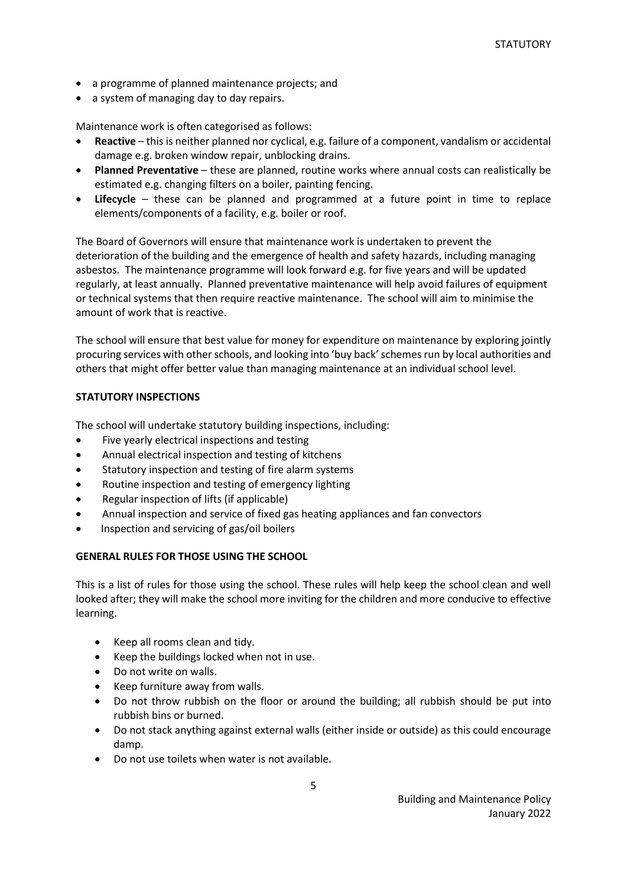- a programme of planned maintenance projects; and
- a system of managing day to day repairs.

Maintenance work is often categorised as follows:

- **Reactive** – this is neither planned nor cyclical, e.g. failure of a component, vandalism or accidental damage e.g. broken window repair, unblocking drains.
- **Planned Preventative** – these are planned, routine works where annual costs can realistically be estimated e.g. changing filters on a boiler, painting fencing.
- **Lifecycle** – these can be planned and programmed at a future point in time to replace elements/components of a facility, e.g. boiler or roof.

The Board of Governors will ensure that maintenance work is undertaken to prevent the deterioration of the building and the emergence of health and safety hazards, including managing asbestos. The maintenance programme will look forward e.g. for five years and will be updated regularly, at least annually. Planned preventative maintenance will help avoid failures of equipment or technical systems that then require reactive maintenance. The school will aim to minimise the amount of work that is reactive.

The school will ensure that best value for money for expenditure on maintenance by exploring jointly procuring services with other schools, and looking into 'buy back' schemes run by local authorities and others that might offer better value than managing maintenance at an individual school level.

## STATUTORY INSPECTIONS

The school will undertake statutory building inspections, including:

- Five yearly electrical inspections and testing
- Annual electrical inspection and testing of kitchens
- Statutory inspection and testing of fire alarm systems
- Routine inspection and testing of emergency lighting
- Regular inspection of lifts (if applicable)
- Annual inspection and service of fixed gas heating appliances and fan convectors
- Inspection and servicing of gas/oil boilers

## GENERAL RULES FOR THOSE USING THE SCHOOL

This is a list of rules for those using the school. These rules will help keep the school clean and well looked after; they will make the school more inviting for the children and more conducive to effective learning.

- Keep all rooms clean and tidy.
- Keep the buildings locked when not in use.
- Do not write on walls.
- Keep furniture away from walls.
- Do not throw rubbish on the floor or around the building; all rubbish should be put into rubbish bins or burned.
- Do not stack anything against external walls (either inside or outside) as this could encourage damp.
- Do not use toilets when water is not available.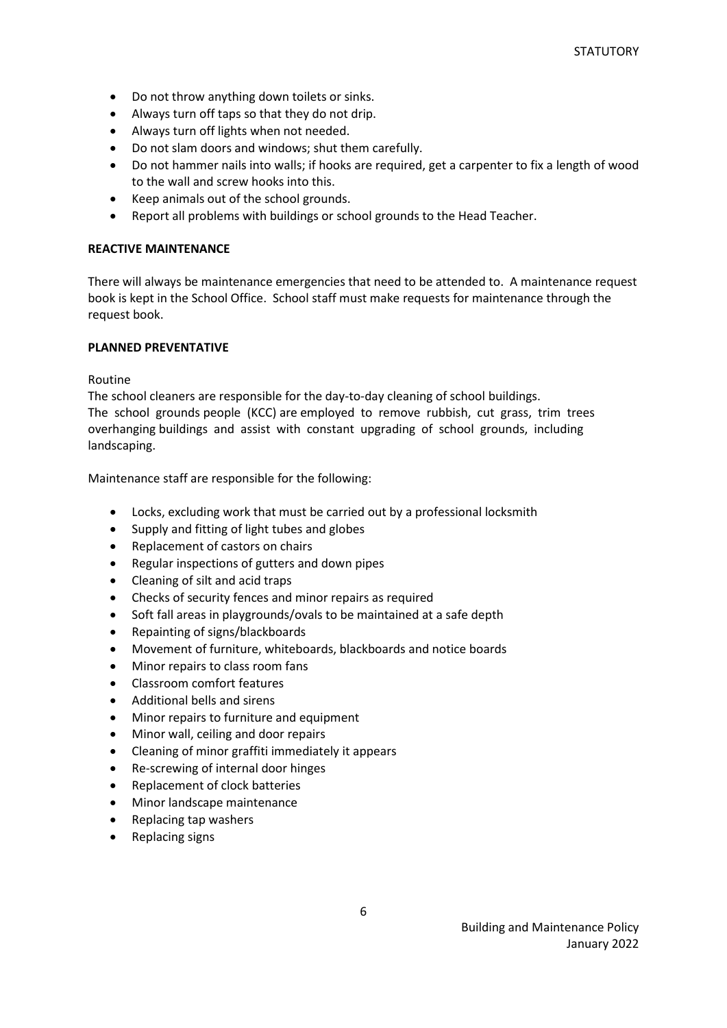- Do not throw anything down toilets or sinks.
- Always turn off taps so that they do not drip.
- Always turn off lights when not needed.
- Do not slam doors and windows; shut them carefully.
- Do not hammer nails into walls; if hooks are required, get a carpenter to fix a length of wood to the wall and screw hooks into this.
- Keep animals out of the school grounds.
- Report all problems with buildings or school grounds to the Head Teacher.

**REACTIVE MAINTENANCE**

There will always be maintenance emergencies that need to be attended to. A maintenance request book is kept in the School Office. School staff must make requests for maintenance through the request book.

**PLANNED PREVENTATIVE**

Routine

The school cleaners are responsible for the day-to-day cleaning of school buildings.
The school grounds people (KCC) are employed to remove rubbish, cut grass, trim trees overhanging buildings and assist with constant upgrading of school grounds, including landscaping.

Maintenance staff are responsible for the following:

- Locks, excluding work that must be carried out by a professional locksmith
- Supply and fitting of light tubes and globes
- Replacement of castors on chairs
- Regular inspections of gutters and down pipes
- Cleaning of silt and acid traps
- Checks of security fences and minor repairs as required
- Soft fall areas in playgrounds/ovals to be maintained at a safe depth
- Repainting of signs/blackboards
- Movement of furniture, whiteboards, blackboards and notice boards
- Minor repairs to class room fans
- Classroom comfort features
- Additional bells and sirens
- Minor repairs to furniture and equipment
- Minor wall, ceiling and door repairs
- Cleaning of minor graffiti immediately it appears
- Re-screwing of internal door hinges
- Replacement of clock batteries
- Minor landscape maintenance
- Replacing tap washers
- Replacing signs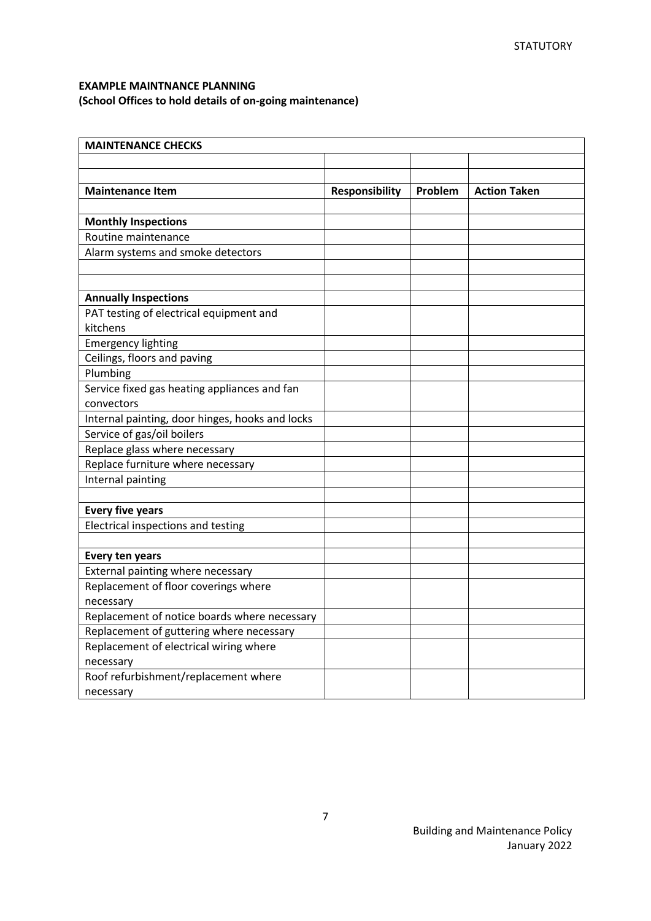**EXAMPLE MAINTNANCE PLANNING**
**(School Offices to hold details of on-going maintenance)**

| **MAINTENANCE CHECKS** | | | |
|---|---|---|---|
| | | | |
| | | | |
| **Maintenance Item** | **Responsibility** | **Problem** | **Action Taken** |
| | | | |
| **Monthly Inspections** | | | |
| Routine maintenance | | | |
| Alarm systems and smoke detectors | | | |
| | | | |
| | | | |
| **Annually Inspections** | | | |
| PAT testing of electrical equipment and kitchens | | | |
| Emergency lighting | | | |
| Ceilings, floors and paving | | | |
| Plumbing | | | |
| Service fixed gas heating appliances and fan convectors | | | |
| Internal painting, door hinges, hooks and locks | | | |
| Service of gas/oil boilers | | | |
| Replace glass where necessary | | | |
| Replace furniture where necessary | | | |
| Internal painting | | | |
| | | | |
| **Every five years** | | | |
| Electrical inspections and testing | | | |
| | | | |
| **Every ten years** | | | |
| External painting where necessary | | | |
| Replacement of floor coverings where necessary | | | |
| Replacement of notice boards where necessary | | | |
| Replacement of guttering where necessary | | | |
| Replacement of electrical wiring where necessary | | | |
| Roof refurbishment/replacement where necessary | | | |